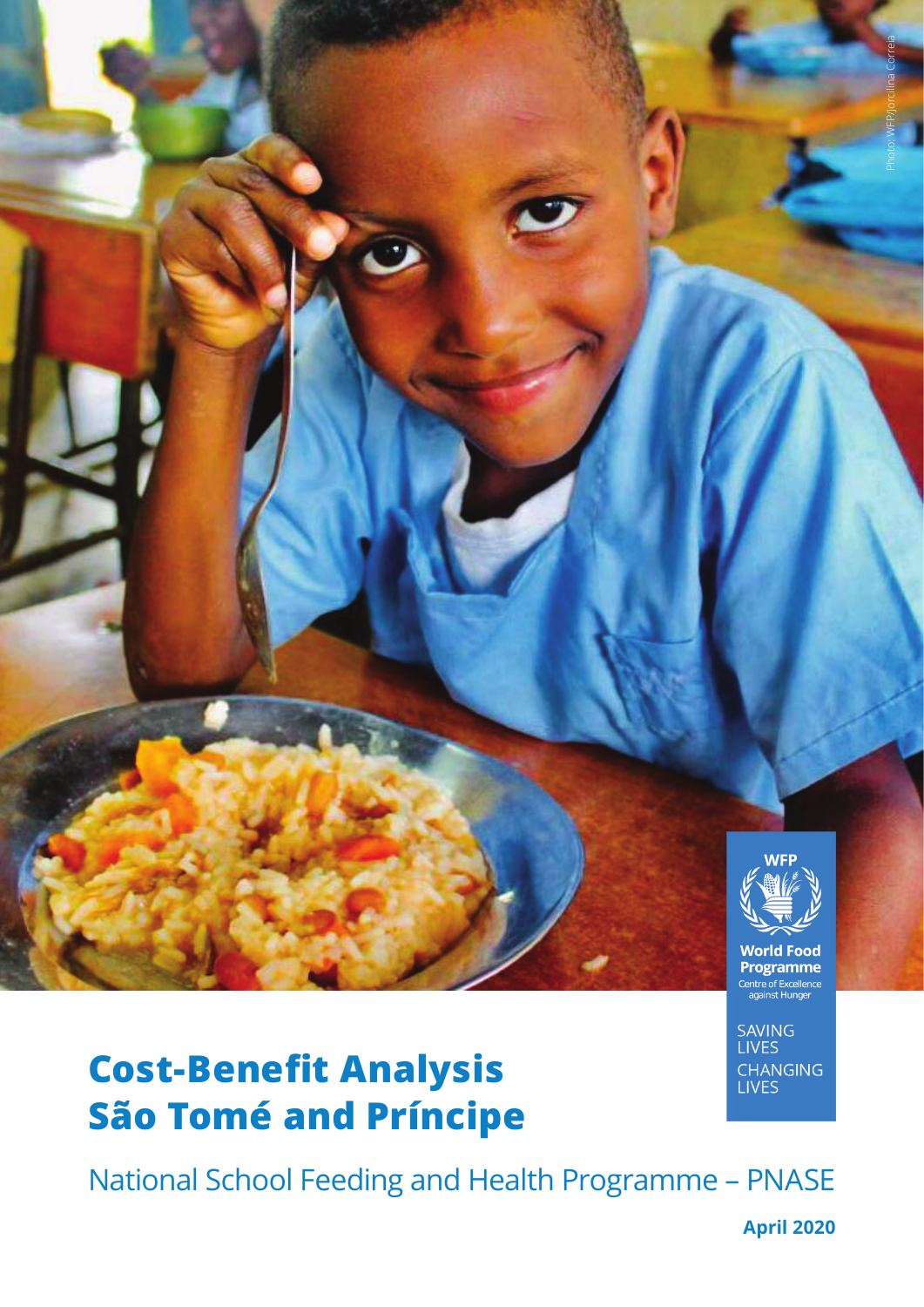Photo: WFP/Jorcilina Correia

WFP

World Food Programme
Centre of Excellence against Hunger

SAVING LIVES
CHANGING LIVES

# Cost-Benefit Analysis São Tomé and Príncipe

National School Feeding and Health Programme – PNASE

**April 2020**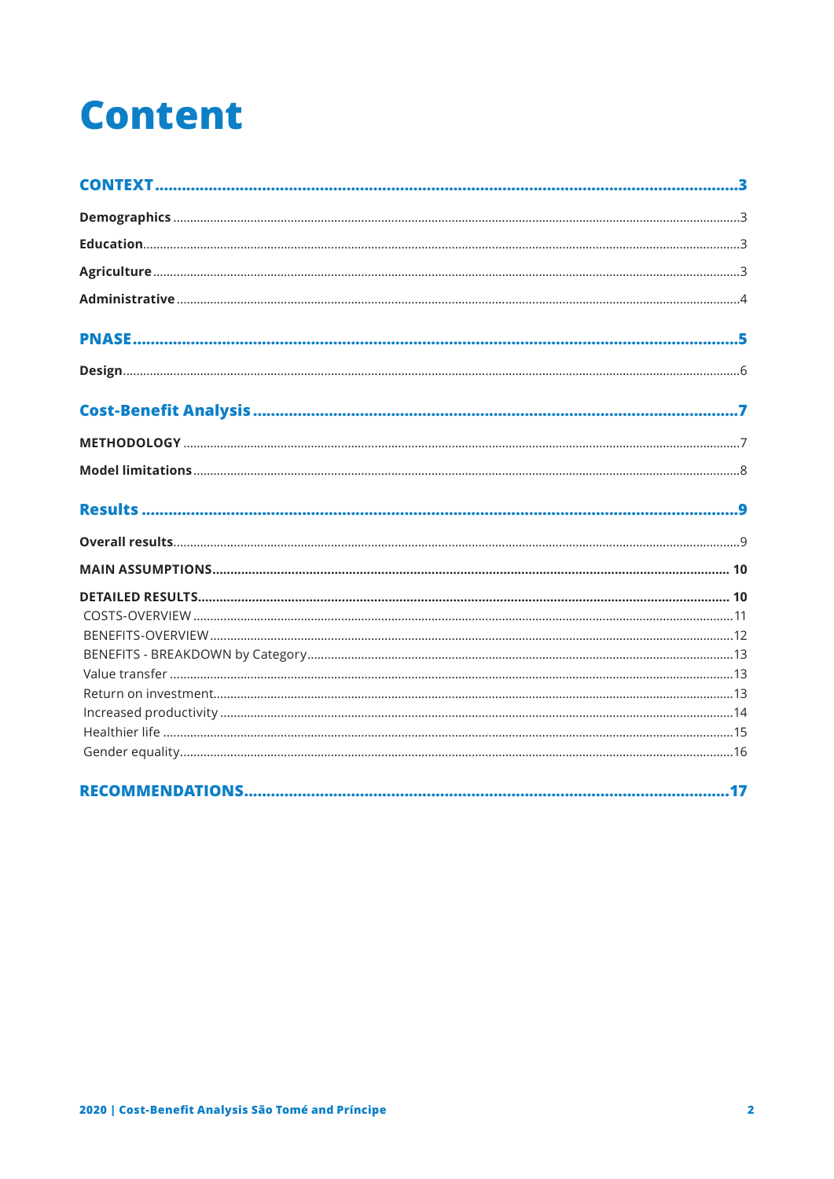# Content

**CONTEXT** .......... 3

**Demographics** .......... 3

**Education** .......... 3

**Agriculture** .......... 3

**Administrative** .......... 4

**PNASE** .......... 5

**Design** .......... 6

**Cost-Benefit Analysis** .......... 7

**METHODOLOGY** .......... 7

**Model limitations** .......... 8

**Results** .......... 9

**Overall results** .......... 9

**MAIN ASSUMPTIONS** .......... 10

**DETAILED RESULTS** .......... 10

COSTS-OVERVIEW .......... 11

BENEFITS-OVERVIEW .......... 12

BENEFITS - BREAKDOWN by Category .......... 13

Value transfer .......... 13

Return on investment .......... 13

Increased productivity .......... 14

Healthier life .......... 15

Gender equality .......... 16

**RECOMMENDATIONS** .......... 17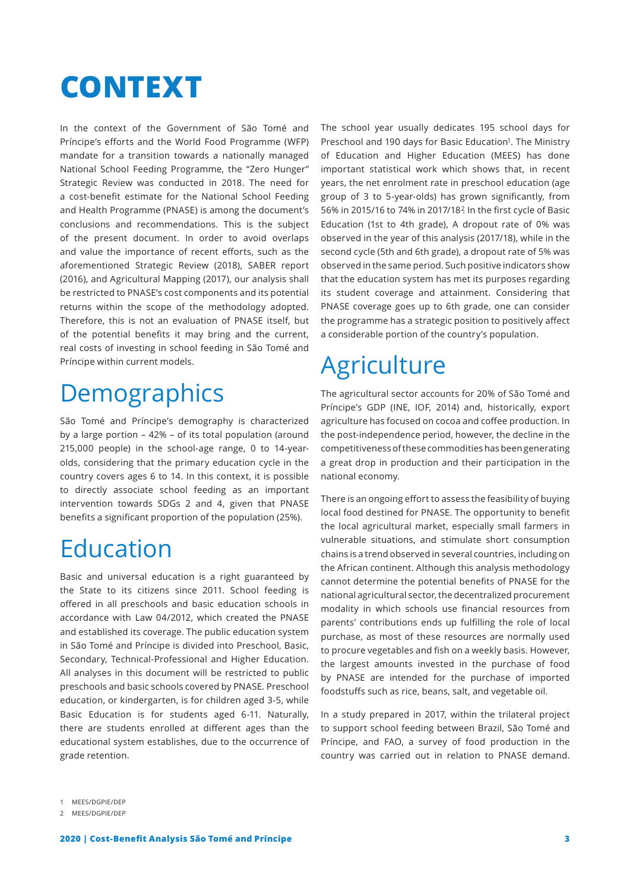# CONTEXT

In the context of the Government of São Tomé and Príncipe's efforts and the World Food Programme (WFP) mandate for a transition towards a nationally managed National School Feeding Programme, the "Zero Hunger" Strategic Review was conducted in 2018. The need for a cost-benefit estimate for the National School Feeding and Health Programme (PNASE) is among the document's conclusions and recommendations. This is the subject of the present document. In order to avoid overlaps and value the importance of recent efforts, such as the aforementioned Strategic Review (2018), SABER report (2016), and Agricultural Mapping (2017), our analysis shall be restricted to PNASE's cost components and its potential returns within the scope of the methodology adopted. Therefore, this is not an evaluation of PNASE itself, but of the potential benefits it may bring and the current, real costs of investing in school feeding in São Tomé and Príncipe within current models.

## Demographics

São Tomé and Príncipe's demography is characterized by a large portion – 42% – of its total population (around 215,000 people) in the school-age range, 0 to 14-year-olds, considering that the primary education cycle in the country covers ages 6 to 14. In this context, it is possible to directly associate school feeding as an important intervention towards SDGs 2 and 4, given that PNASE benefits a significant proportion of the population (25%).

## Education

Basic and universal education is a right guaranteed by the State to its citizens since 2011. School feeding is offered in all preschools and basic education schools in accordance with Law 04/2012, which created the PNASE and established its coverage. The public education system in São Tomé and Príncipe is divided into Preschool, Basic, Secondary, Technical-Professional and Higher Education. All analyses in this document will be restricted to public preschools and basic schools covered by PNASE. Preschool education, or kindergarten, is for children aged 3-5, while Basic Education is for students aged 6-11. Naturally, there are students enrolled at different ages than the educational system establishes, due to the occurrence of grade retention.

The school year usually dedicates 195 school days for Preschool and 190 days for Basic Education[1]. The Ministry of Education and Higher Education (MEES) has done important statistical work which shows that, in recent years, the net enrolment rate in preschool education (age group of 3 to 5-year-olds) has grown significantly, from 56% in 2015/16 to 74% in 2017/18[2]. In the first cycle of Basic Education (1st to 4th grade), A dropout rate of 0% was observed in the year of this analysis (2017/18), while in the second cycle (5th and 6th grade), a dropout rate of 5% was observed in the same period. Such positive indicators show that the education system has met its purposes regarding its student coverage and attainment. Considering that PNASE coverage goes up to 6th grade, one can consider the programme has a strategic position to positively affect a considerable portion of the country's population.

## Agriculture

The agricultural sector accounts for 20% of São Tomé and Príncipe's GDP (INE, IOF, 2014) and, historically, export agriculture has focused on cocoa and coffee production. In the post-independence period, however, the decline in the competitiveness of these commodities has been generating a great drop in production and their participation in the national economy.

There is an ongoing effort to assess the feasibility of buying local food destined for PNASE. The opportunity to benefit the local agricultural market, especially small farmers in vulnerable situations, and stimulate short consumption chains is a trend observed in several countries, including on the African continent. Although this analysis methodology cannot determine the potential benefits of PNASE for the national agricultural sector, the decentralized procurement modality in which schools use financial resources from parents' contributions ends up fulfilling the role of local purchase, as most of these resources are normally used to procure vegetables and fish on a weekly basis. However, the largest amounts invested in the purchase of food by PNASE are intended for the purchase of imported foodstuffs such as rice, beans, salt, and vegetable oil.

In a study prepared in 2017, within the trilateral project to support school feeding between Brazil, São Tomé and Príncipe, and FAO, a survey of food production in the country was carried out in relation to PNASE demand.

1 MEES/DGPIE/DEP

2 MEES/DGPIE/DEP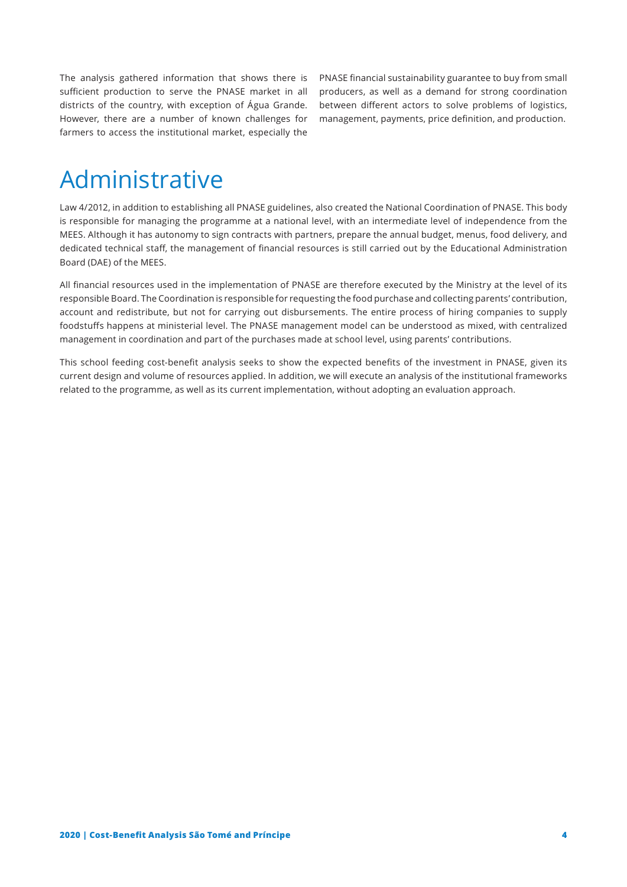The analysis gathered information that shows there is sufficient production to serve the PNASE market in all districts of the country, with exception of Água Grande. However, there are a number of known challenges for farmers to access the institutional market, especially the PNASE financial sustainability guarantee to buy from small producers, as well as a demand for strong coordination between different actors to solve problems of logistics, management, payments, price definition, and production.

# Administrative

Law 4/2012, in addition to establishing all PNASE guidelines, also created the National Coordination of PNASE. This body is responsible for managing the programme at a national level, with an intermediate level of independence from the MEES. Although it has autonomy to sign contracts with partners, prepare the annual budget, menus, food delivery, and dedicated technical staff, the management of financial resources is still carried out by the Educational Administration Board (DAE) of the MEES.

All financial resources used in the implementation of PNASE are therefore executed by the Ministry at the level of its responsible Board. The Coordination is responsible for requesting the food purchase and collecting parents' contribution, account and redistribute, but not for carrying out disbursements. The entire process of hiring companies to supply foodstuffs happens at ministerial level. The PNASE management model can be understood as mixed, with centralized management in coordination and part of the purchases made at school level, using parents' contributions.

This school feeding cost-benefit analysis seeks to show the expected benefits of the investment in PNASE, given its current design and volume of resources applied. In addition, we will execute an analysis of the institutional frameworks related to the programme, as well as its current implementation, without adopting an evaluation approach.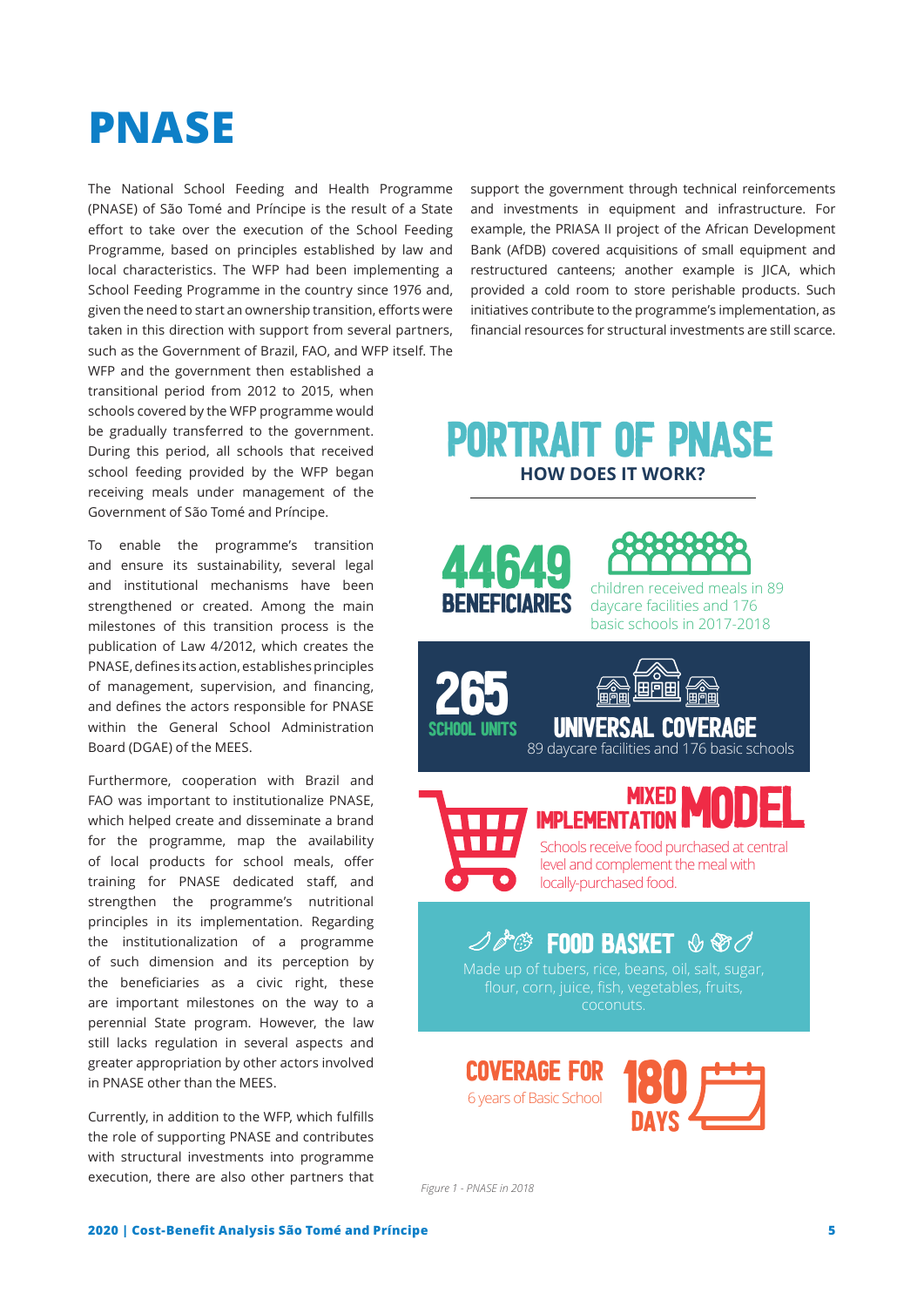# PNASE

The National School Feeding and Health Programme (PNASE) of São Tomé and Príncipe is the result of a State effort to take over the execution of the School Feeding Programme, based on principles established by law and local characteristics. The WFP had been implementing a School Feeding Programme in the country since 1976 and, given the need to start an ownership transition, efforts were taken in this direction with support from several partners, such as the Government of Brazil, FAO, and WFP itself. The WFP and the government then established a transitional period from 2012 to 2015, when schools covered by the WFP programme would be gradually transferred to the government. During this period, all schools that received school feeding provided by the WFP began receiving meals under management of the Government of São Tomé and Príncipe.

To enable the programme's transition and ensure its sustainability, several legal and institutional mechanisms have been strengthened or created. Among the main milestones of this transition process is the publication of Law 4/2012, which creates the PNASE, defines its action, establishes principles of management, supervision, and financing, and defines the actors responsible for PNASE within the General School Administration Board (DGAE) of the MEES.

Furthermore, cooperation with Brazil and FAO was important to institutionalize PNASE, which helped create and disseminate a brand for the programme, map the availability of local products for school meals, offer training for PNASE dedicated staff, and strengthen the programme's nutritional principles in its implementation. Regarding the institutionalization of a programme of such dimension and its perception by the beneficiaries as a civic right, these are important milestones on the way to a perennial State program. However, the law still lacks regulation in several aspects and greater appropriation by other actors involved in PNASE other than the MEES.

Currently, in addition to the WFP, which fulfills the role of supporting PNASE and contributes with structural investments into programme execution, there are also other partners that support the government through technical reinforcements and investments in equipment and infrastructure. For example, the PRIASA II project of the African Development Bank (AfDB) covered acquisitions of small equipment and restructured canteens; another example is JICA, which provided a cold room to store perishable products. Such initiatives contribute to the programme's implementation, as financial resources for structural investments are still scarce.

## PORTRAIT OF PNASE

### HOW DOES IT WORK?

**44649 BENEFICIARIES**
children received meals in 89 daycare facilities and 176 basic schools in 2017-2018

**265 SCHOOL UNITS**
**UNIVERSAL COVERAGE**
89 daycare facilities and 176 basic schools

**MIXED IMPLEMENTATION MODEL**
Schools receive food purchased at central level and complement the meal with locally-purchased food.

**FOOD BASKET**
Made up of tubers, rice, beans, oil, salt, sugar, flour, corn, juice, fish, vegetables, fruits, coconuts.

**COVERAGE FOR 180 DAYS**
6 years of Basic School

*Figure 1 - PNASE in 2018*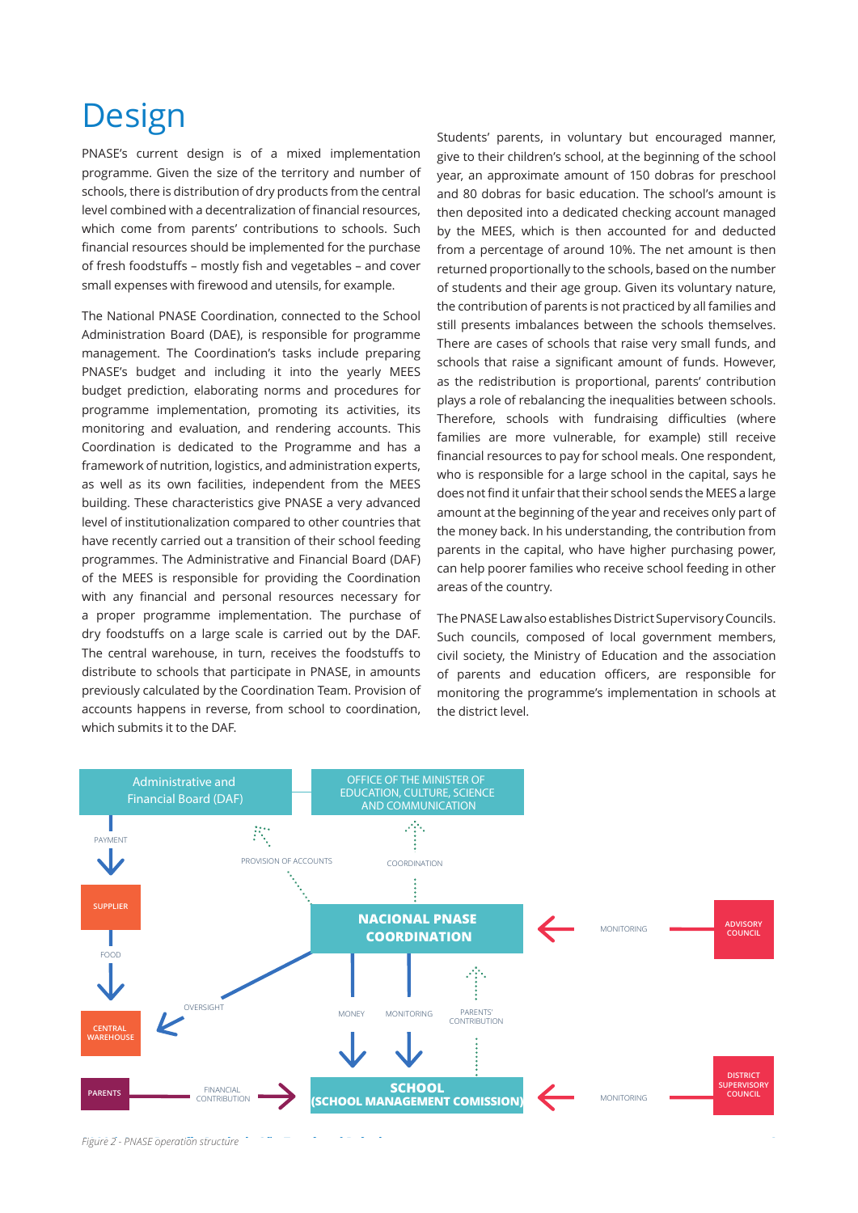# Design

PNASE's current design is of a mixed implementation programme. Given the size of the territory and number of schools, there is distribution of dry products from the central level combined with a decentralization of financial resources, which come from parents' contributions to schools. Such financial resources should be implemented for the purchase of fresh foodstuffs – mostly fish and vegetables – and cover small expenses with firewood and utensils, for example.

The National PNASE Coordination, connected to the School Administration Board (DAE), is responsible for programme management. The Coordination's tasks include preparing PNASE's budget and including it into the yearly MEES budget prediction, elaborating norms and procedures for programme implementation, promoting its activities, its monitoring and evaluation, and rendering accounts. This Coordination is dedicated to the Programme and has a framework of nutrition, logistics, and administration experts, as well as its own facilities, independent from the MEES building. These characteristics give PNASE a very advanced level of institutionalization compared to other countries that have recently carried out a transition of their school feeding programmes. The Administrative and Financial Board (DAF) of the MEES is responsible for providing the Coordination with any financial and personal resources necessary for a proper programme implementation. The purchase of dry foodstuffs on a large scale is carried out by the DAF. The central warehouse, in turn, receives the foodstuffs to distribute to schools that participate in PNASE, in amounts previously calculated by the Coordination Team. Provision of accounts happens in reverse, from school to coordination, which submits it to the DAF.

Students' parents, in voluntary but encouraged manner, give to their children's school, at the beginning of the school year, an approximate amount of 150 dobras for preschool and 80 dobras for basic education. The school's amount is then deposited into a dedicated checking account managed by the MEES, which is then accounted for and deducted from a percentage of around 10%. The net amount is then returned proportionally to the schools, based on the number of students and their age group. Given its voluntary nature, the contribution of parents is not practiced by all families and still presents imbalances between the schools themselves. There are cases of schools that raise very small funds, and schools that raise a significant amount of funds. However, as the redistribution is proportional, parents' contribution plays a role of rebalancing the inequalities between schools. Therefore, schools with fundraising difficulties (where families are more vulnerable, for example) still receive financial resources to pay for school meals. One respondent, who is responsible for a large school in the capital, says he does not find it unfair that their school sends the MEES a large amount at the beginning of the year and receives only part of the money back. In his understanding, the contribution from parents in the capital, who have higher purchasing power, can help poorer families who receive school feeding in other areas of the country.

The PNASE Law also establishes District Supervisory Councils. Such councils, composed of local government members, civil society, the Ministry of Education and the association of parents and education officers, are responsible for monitoring the programme's implementation in schools at the district level.

Administrative and Financial Board (DAF)
OFFICE OF THE MINISTER OF EDUCATION, CULTURE, SCIENCE AND COMMUNICATION
PAYMENT
PROVISION OF ACCOUNTS
COORDINATION
SUPPLIER
NACIONAL PNASE COORDINATION
MONITORING
ADVISORY COUNCIL
FOOD
OVERSIGHT
MONEY
MONITORING
PARENTS' CONTRIBUTION
CENTRAL WAREHOUSE
PARENTS
FINANCIAL CONTRIBUTION
SCHOOL (SCHOOL MANAGEMENT COMISSION)
MONITORING
DISTRICT SUPERVISORY COUNCIL

*Figure 2 - PNASE operation structure*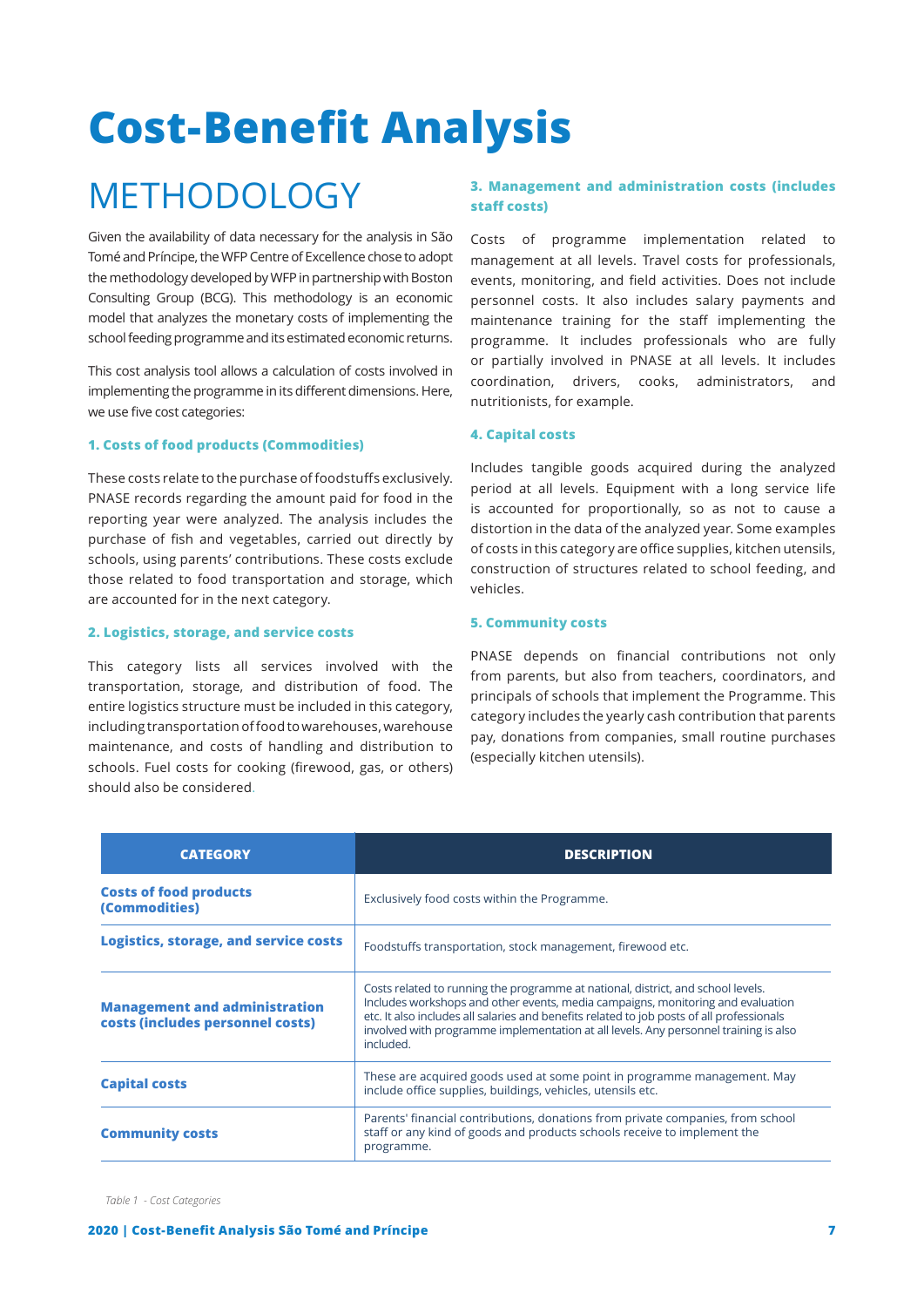# Cost-Benefit Analysis

## METHODOLOGY

Given the availability of data necessary for the analysis in São Tomé and Príncipe, the WFP Centre of Excellence chose to adopt the methodology developed by WFP in partnership with Boston Consulting Group (BCG). This methodology is an economic model that analyzes the monetary costs of implementing the school feeding programme and its estimated economic returns.

This cost analysis tool allows a calculation of costs involved in implementing the programme in its different dimensions. Here, we use five cost categories:

### 1. Costs of food products (Commodities)

These costs relate to the purchase of foodstuffs exclusively. PNASE records regarding the amount paid for food in the reporting year were analyzed. The analysis includes the purchase of fish and vegetables, carried out directly by schools, using parents' contributions. These costs exclude those related to food transportation and storage, which are accounted for in the next category.

### 2. Logistics, storage, and service costs

This category lists all services involved with the transportation, storage, and distribution of food. The entire logistics structure must be included in this category, including transportation of food to warehouses, warehouse maintenance, and costs of handling and distribution to schools. Fuel costs for cooking (firewood, gas, or others) should also be considered.

### 3. Management and administration costs (includes staff costs)

Costs of programme implementation related to management at all levels. Travel costs for professionals, events, monitoring, and field activities. Does not include personnel costs. It also includes salary payments and maintenance training for the staff implementing the programme. It includes professionals who are fully or partially involved in PNASE at all levels. It includes coordination, drivers, cooks, administrators, and nutritionists, for example.

### 4. Capital costs

Includes tangible goods acquired during the analyzed period at all levels. Equipment with a long service life is accounted for proportionally, so as not to cause a distortion in the data of the analyzed year. Some examples of costs in this category are office supplies, kitchen utensils, construction of structures related to school feeding, and vehicles.

### 5. Community costs

PNASE depends on financial contributions not only from parents, but also from teachers, coordinators, and principals of schools that implement the Programme. This category includes the yearly cash contribution that parents pay, donations from companies, small routine purchases (especially kitchen utensils).

| CATEGORY | DESCRIPTION |
|---|---|
| **Costs of food products (Commodities)** | Exclusively food costs within the Programme. |
| **Logistics, storage, and service costs** | Foodstuffs transportation, stock management, firewood etc. |
| **Management and administration costs (includes personnel costs)** | Costs related to running the programme at national, district, and school levels. Includes workshops and other events, media campaigns, monitoring and evaluation etc. It also includes all salaries and benefits related to job posts of all professionals involved with programme implementation at all levels. Any personnel training is also included. |
| **Capital costs** | These are acquired goods used at some point in programme management. May include office supplies, buildings, vehicles, utensils etc. |
| **Community costs** | Parents' financial contributions, donations from private companies, from school staff or any kind of goods and products schools receive to implement the programme. |

*Table 1 - Cost Categories*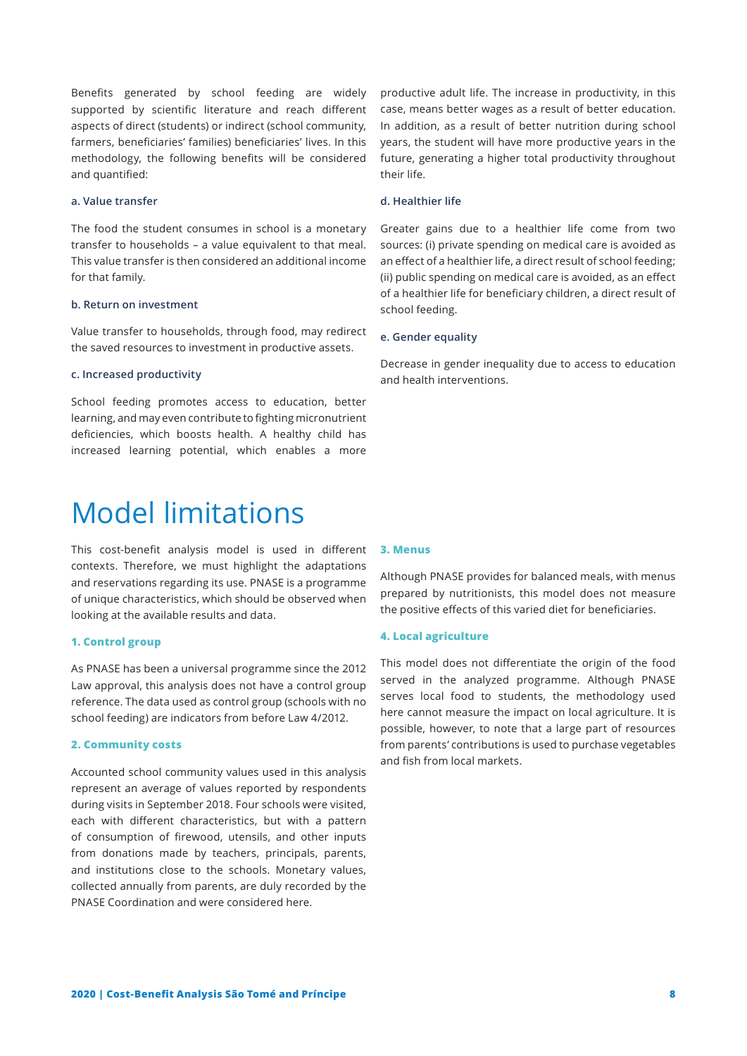Benefits generated by school feeding are widely supported by scientific literature and reach different aspects of direct (students) or indirect (school community, farmers, beneficiaries' families) beneficiaries' lives. In this methodology, the following benefits will be considered and quantified:

#### a. Value transfer

The food the student consumes in school is a monetary transfer to households – a value equivalent to that meal. This value transfer is then considered an additional income for that family.

#### b. Return on investment

Value transfer to households, through food, may redirect the saved resources to investment in productive assets.

#### c. Increased productivity

School feeding promotes access to education, better learning, and may even contribute to fighting micronutrient deficiencies, which boosts health. A healthy child has increased learning potential, which enables a more productive adult life. The increase in productivity, in this case, means better wages as a result of better education. In addition, as a result of better nutrition during school years, the student will have more productive years in the future, generating a higher total productivity throughout their life.

#### d. Healthier life

Greater gains due to a healthier life come from two sources: (i) private spending on medical care is avoided as an effect of a healthier life, a direct result of school feeding; (ii) public spending on medical care is avoided, as an effect of a healthier life for beneficiary children, a direct result of school feeding.

#### e. Gender equality

Decrease in gender inequality due to access to education and health interventions.

# Model limitations

This cost-benefit analysis model is used in different contexts. Therefore, we must highlight the adaptations and reservations regarding its use. PNASE is a programme of unique characteristics, which should be observed when looking at the available results and data.

#### 1. Control group

As PNASE has been a universal programme since the 2012 Law approval, this analysis does not have a control group reference. The data used as control group (schools with no school feeding) are indicators from before Law 4/2012.

#### 2. Community costs

Accounted school community values used in this analysis represent an average of values reported by respondents during visits in September 2018. Four schools were visited, each with different characteristics, but with a pattern of consumption of firewood, utensils, and other inputs from donations made by teachers, principals, parents, and institutions close to the schools. Monetary values, collected annually from parents, are duly recorded by the PNASE Coordination and were considered here.

#### 3. Menus

Although PNASE provides for balanced meals, with menus prepared by nutritionists, this model does not measure the positive effects of this varied diet for beneficiaries.

#### 4. Local agriculture

This model does not differentiate the origin of the food served in the analyzed programme. Although PNASE serves local food to students, the methodology used here cannot measure the impact on local agriculture. It is possible, however, to note that a large part of resources from parents' contributions is used to purchase vegetables and fish from local markets.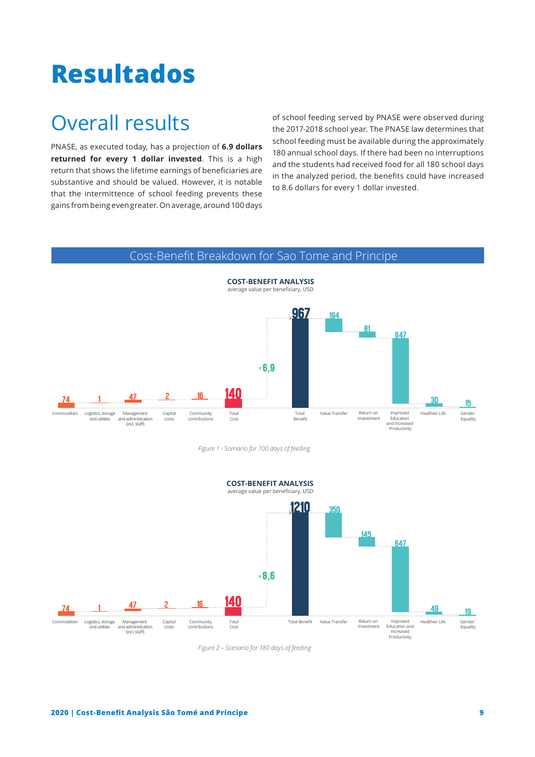# Resultados

## Overall results

PNASE, as executed today, has a projection of **6.9 dollars returned for every 1 dollar invested**. This is a high return that shows the lifetime earnings of beneficiaries are substantive and should be valued. However, it is notable that the intermittence of school feeding prevents these gains from being even greater. On average, around 100 days of school feeding served by PNASE were observed during the 2017-2018 school year. The PNASE law determines that school feeding must be available during the approximately 180 annual school days. If there had been no interruptions and the students had received food for all 180 school days in the analyzed period, the benefits could have increased to 8.6 dollars for every 1 dollar invested.

Cost-Benefit Breakdown for Sao Tome and Principe

COST-BENEFIT ANALYSIS
average value per beneficiary, USD

74 Commodities
1 Logistics, storage and utilities
47 Management and administration (incl. staff)
2 Capital costs
16 Community contributions
140 Total Cost
×6,9
967 Total Benefit
194 Value Transfer
81 Return on Investment
647 Improved Education and Increased Productivity
30 Healthier Life
15 Gender Equality

*Figure 1 - Scenario for 100 days of feeding*

COST-BENEFIT ANALYSIS
average value per beneficiary, USD

74 Commodities
1 Logistics, storage and utilities
47 Management and administration (incl. staff)
2 Capital costs
16 Community contributions
140 Total Cost
×8,6
1210 Total Benefit
350 Value Transfer
145 Return on Investment
647 Improved Education and Increased Productivity
49 Healthier Life
19 Gender Equality

*Figure 2 – Scenario for 180 days of feeding*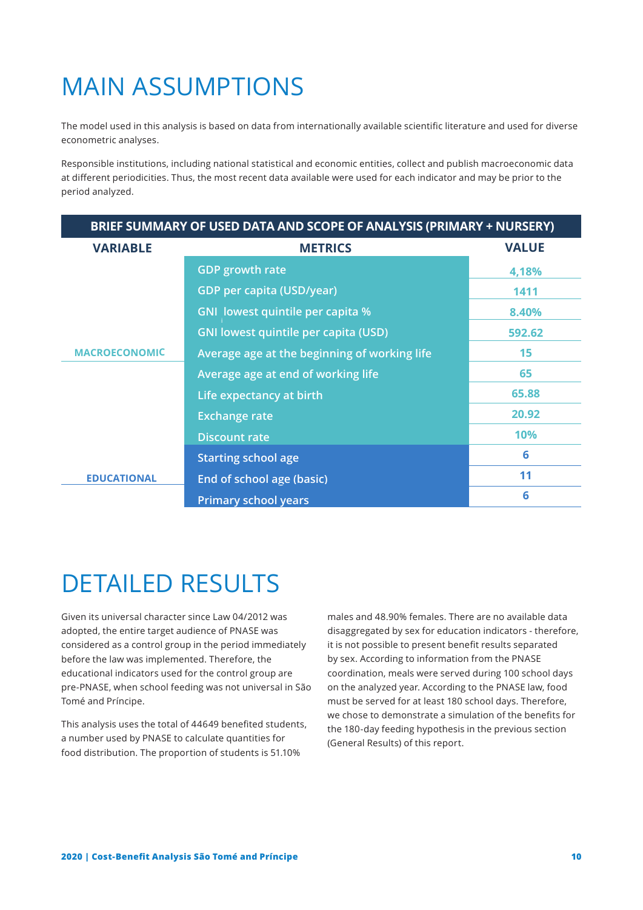# MAIN ASSUMPTIONS

The model used in this analysis is based on data from internationally available scientific literature and used for diverse econometric analyses.

Responsible institutions, including national statistical and economic entities, collect and publish macroeconomic data at different periodicities. Thus, the most recent data available were used for each indicator and may be prior to the period analyzed.

**BRIEF SUMMARY OF USED DATA AND SCOPE OF ANALYSIS (PRIMARY + NURSERY)**

| VARIABLE | METRICS | VALUE |
|---|---|---|
| MACROECONOMIC | GDP growth rate | 4,18% |
| | GDP per capita (USD/year) | 1411 |
| | GNI lowest quintile per capita % | 8.40% |
| | GNI lowest quintile per capita (USD) | 592.62 |
| | Average age at the beginning of working life | 15 |
| | Average age at end of working life | 65 |
| | Life expectancy at birth | 65.88 |
| | Exchange rate | 20.92 |
| | Discount rate | 10% |
| EDUCATIONAL | Starting school age | 6 |
| | End of school age (basic) | 11 |
| | Primary school years | 6 |

# DETAILED RESULTS

Given its universal character since Law 04/2012 was adopted, the entire target audience of PNASE was considered as a control group in the period immediately before the law was implemented. Therefore, the educational indicators used for the control group are pre-PNASE, when school feeding was not universal in São Tomé and Príncipe.

This analysis uses the total of 44649 benefited students, a number used by PNASE to calculate quantities for food distribution. The proportion of students is 51.10% males and 48.90% females. There are no available data disaggregated by sex for education indicators - therefore, it is not possible to present benefit results separated by sex. According to information from the PNASE coordination, meals were served during 100 school days on the analyzed year. According to the PNASE law, food must be served for at least 180 school days. Therefore, we chose to demonstrate a simulation of the benefits for the 180-day feeding hypothesis in the previous section (General Results) of this report.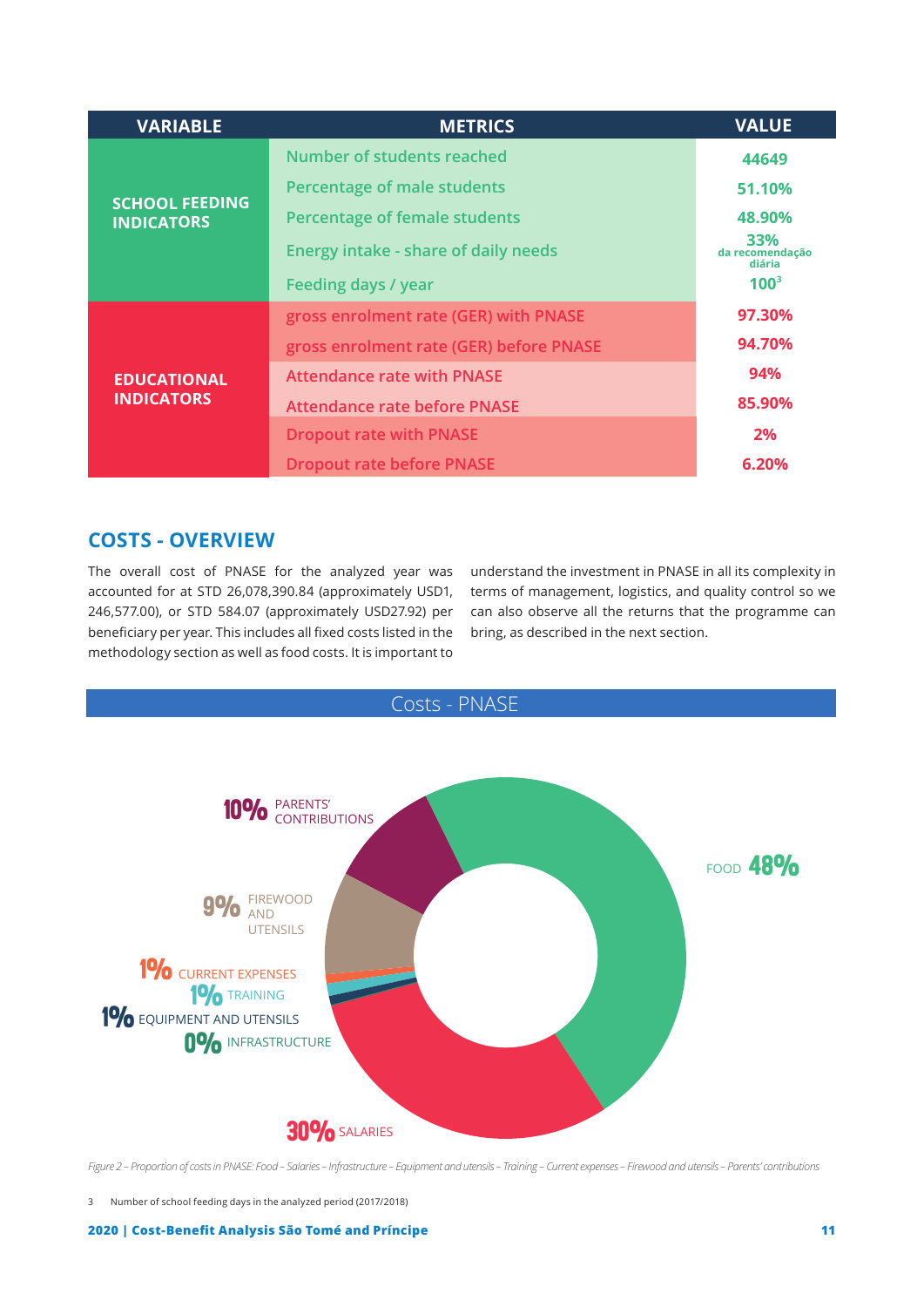| VARIABLE | METRICS | VALUE |
|---|---|---|
| SCHOOL FEEDING INDICATORS | Number of students reached | 44649 |
| | Percentage of male students | 51.10% |
| | Percentage of female students | 48.90% |
| | Energy intake - share of daily needs | 33% da recomendação diária |
| | Feeding days / year | 100[3] |
| EDUCATIONAL INDICATORS | gross enrolment rate (GER) with PNASE | 97.30% |
| | gross enrolment rate (GER) before PNASE | 94.70% |
| | Attendance rate with PNASE | 94% |
| | Attendance rate before PNASE | 85.90% |
| | Dropout rate with PNASE | 2% |
| | Dropout rate before PNASE | 6.20% |

## COSTS - OVERVIEW

The overall cost of PNASE for the analyzed year was accounted for at STD 26,078,390.84 (approximately USD1, 246,577.00), or STD 584.07 (approximately USD27.92) per beneficiary per year. This includes all fixed costs listed in the methodology section as well as food costs. It is important to understand the investment in PNASE in all its complexity in terms of management, logistics, and quality control so we can also observe all the returns that the programme can bring, as described in the next section.

Costs - PNASE

10% PARENTS' CONTRIBUTIONS

9% FIREWOOD AND UTENSILS

1% CURRENT EXPENSES

1% TRAINING

1% EQUIPMENT AND UTENSILS

0% INFRASTRUCTURE

30% SALARIES

FOOD 48%

*Figure 2 – Proportion of costs in PNASE: Food – Salaries – Infrastructure – Equipment and utensils – Training – Current expenses – Firewood and utensils – Parents' contributions*

3 Number of school feeding days in the analyzed period (2017/2018)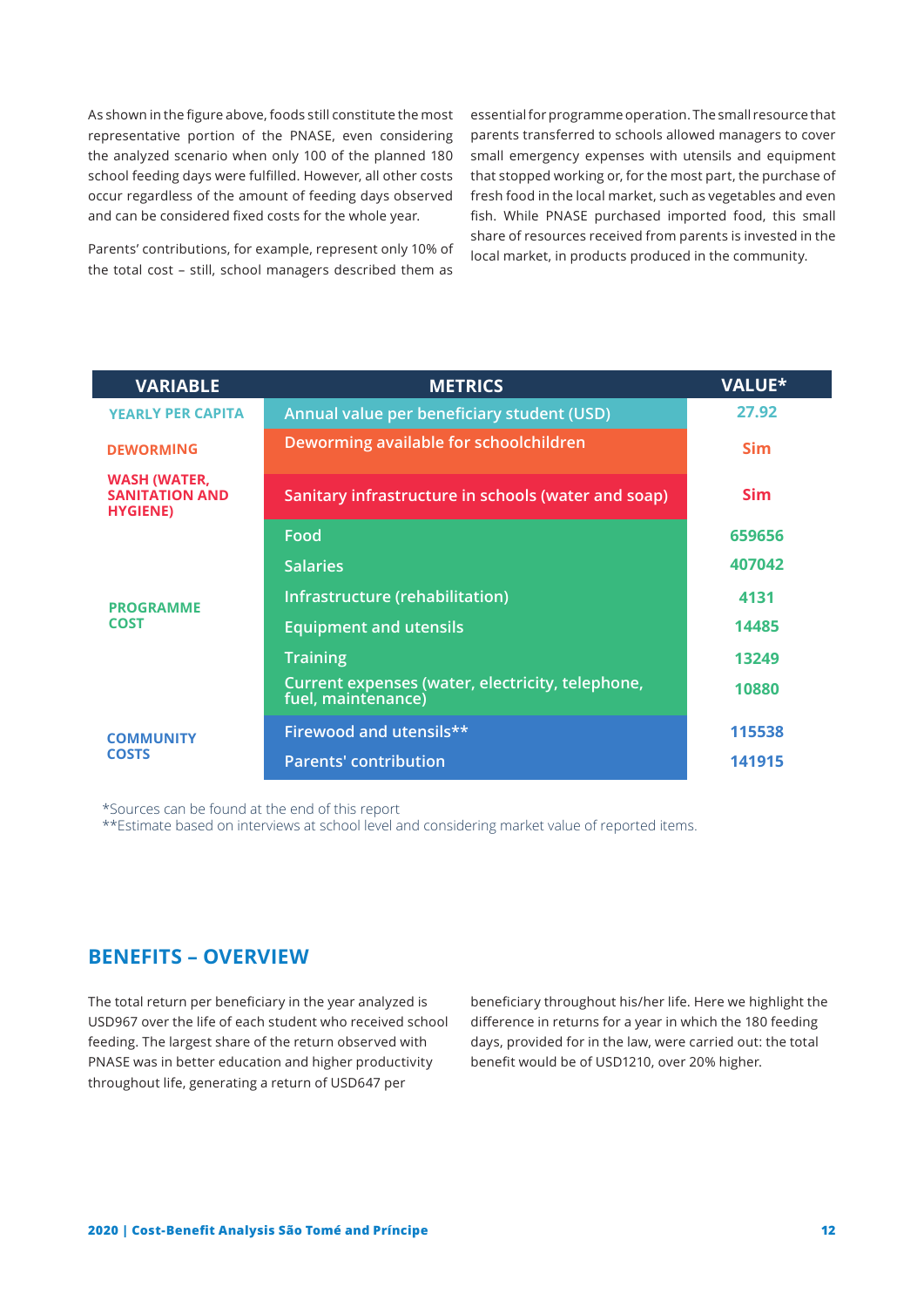As shown in the figure above, foods still constitute the most representative portion of the PNASE, even considering the analyzed scenario when only 100 of the planned 180 school feeding days were fulfilled. However, all other costs occur regardless of the amount of feeding days observed and can be considered fixed costs for the whole year.

Parents' contributions, for example, represent only 10% of the total cost – still, school managers described them as essential for programme operation. The small resource that parents transferred to schools allowed managers to cover small emergency expenses with utensils and equipment that stopped working or, for the most part, the purchase of fresh food in the local market, such as vegetables and even fish. While PNASE purchased imported food, this small share of resources received from parents is invested in the local market, in products produced in the community.

| VARIABLE | METRICS | VALUE* |
|---|---|---|
| YEARLY PER CAPITA | Annual value per beneficiary student (USD) | 27.92 |
| DEWORMING | Deworming available for schoolchildren | Sim |
| WASH (WATER, SANITATION AND HYGIENE) | Sanitary infrastructure in schools (water and soap) | Sim |
| PROGRAMME COST | Food | 659656 |
| | Salaries | 407042 |
| | Infrastructure (rehabilitation) | 4131 |
| | Equipment and utensils | 14485 |
| | Training | 13249 |
| | Current expenses (water, electricity, telephone, fuel, maintenance) | 10880 |
| COMMUNITY COSTS | Firewood and utensils** | 115538 |
| | Parents' contribution | 141915 |

*Sources can be found at the end of this report
**Estimate based on interviews at school level and considering market value of reported items.

## BENEFITS – OVERVIEW

The total return per beneficiary in the year analyzed is USD967 over the life of each student who received school feeding. The largest share of the return observed with PNASE was in better education and higher productivity throughout life, generating a return of USD647 per beneficiary throughout his/her life. Here we highlight the difference in returns for a year in which the 180 feeding days, provided for in the law, were carried out: the total benefit would be of USD1210, over 20% higher.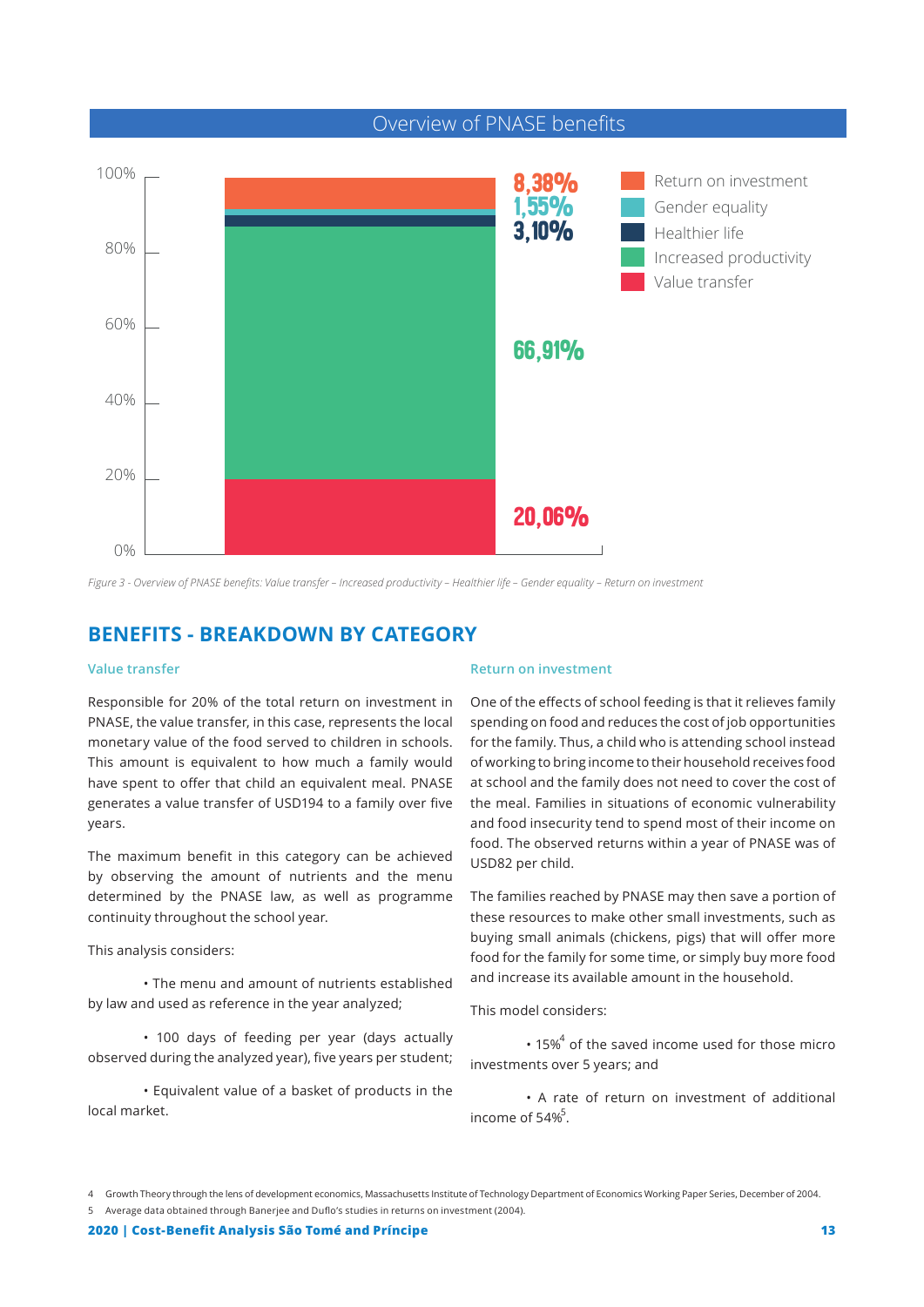## Overview of PNASE benefits

100%
80%
60%
40%
20%
0%

8,38%
1,55%
3,10%
66,91%
20,06%

Return on investment
Gender equality
Healthier life
Increased productivity
Value transfer

*Figure 3 - Overview of PNASE benefits: Value transfer – Increased productivity – Healthier life – Gender equality – Return on investment*

## BENEFITS - BREAKDOWN BY CATEGORY

### Value transfer

Responsible for 20% of the total return on investment in PNASE, the value transfer, in this case, represents the local monetary value of the food served to children in schools. This amount is equivalent to how much a family would have spent to offer that child an equivalent meal. PNASE generates a value transfer of USD194 to a family over five years.

The maximum benefit in this category can be achieved by observing the amount of nutrients and the menu determined by the PNASE law, as well as programme continuity throughout the school year.

This analysis considers:

- The menu and amount of nutrients established by law and used as reference in the year analyzed;
- 100 days of feeding per year (days actually observed during the analyzed year), five years per student;
- Equivalent value of a basket of products in the local market.

### Return on investment

One of the effects of school feeding is that it relieves family spending on food and reduces the cost of job opportunities for the family. Thus, a child who is attending school instead of working to bring income to their household receives food at school and the family does not need to cover the cost of the meal. Families in situations of economic vulnerability and food insecurity tend to spend most of their income on food. The observed returns within a year of PNASE was of USD82 per child.

The families reached by PNASE may then save a portion of these resources to make other small investments, such as buying small animals (chickens, pigs) that will offer more food for the family for some time, or simply buy more food and increase its available amount in the household.

This model considers:

- 15%[4] of the saved income used for those micro investments over 5 years; and
- A rate of return on investment of additional income of 54%[5].

4 Growth Theory through the lens of development economics, Massachusetts Institute of Technology Department of Economics Working Paper Series, December of 2004.

5 Average data obtained through Banerjee and Duflo's studies in returns on investment (2004).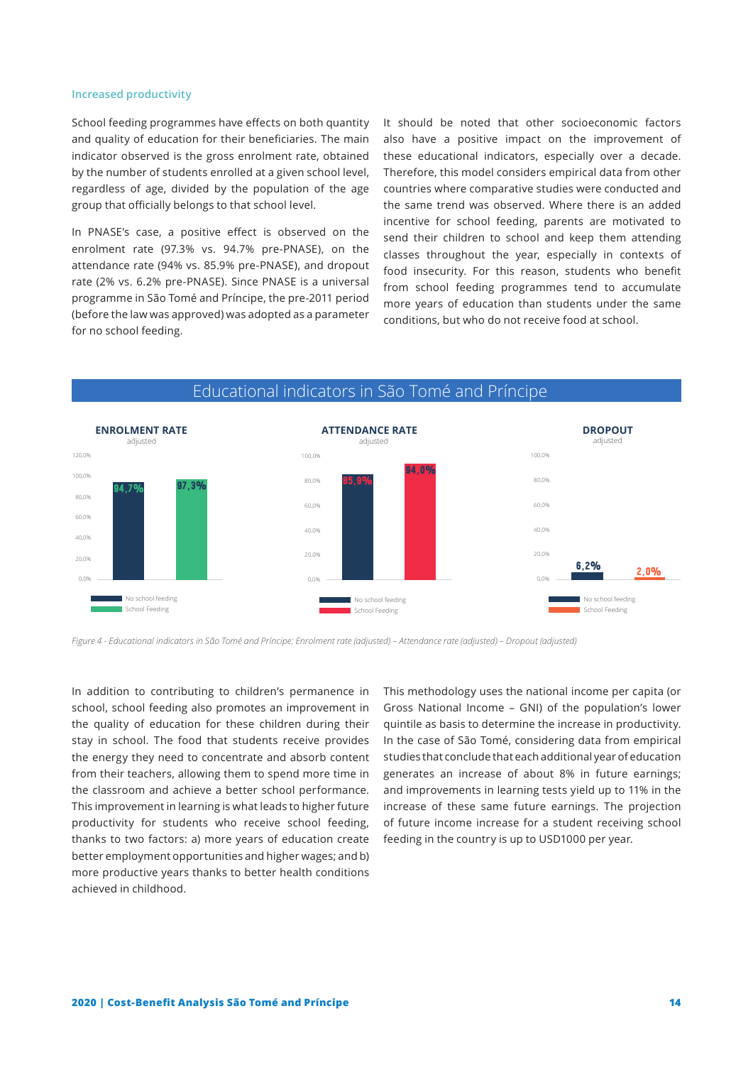### Increased productivity

School feeding programmes have effects on both quantity and quality of education for their beneficiaries. The main indicator observed is the gross enrolment rate, obtained by the number of students enrolled at a given school level, regardless of age, divided by the population of the age group that officially belongs to that school level.

In PNASE's case, a positive effect is observed on the enrolment rate (97.3% vs. 94.7% pre-PNASE), on the attendance rate (94% vs. 85.9% pre-PNASE), and dropout rate (2% vs. 6.2% pre-PNASE). Since PNASE is a universal programme in São Tomé and Príncipe, the pre-2011 period (before the law was approved) was adopted as a parameter for no school feeding.

It should be noted that other socioeconomic factors also have a positive impact on the improvement of these educational indicators, especially over a decade. Therefore, this model considers empirical data from other countries where comparative studies were conducted and the same trend was observed. Where there is an added incentive for school feeding, parents are motivated to send their children to school and keep them attending classes throughout the year, especially in contexts of food insecurity. For this reason, students who benefit from school feeding programmes tend to accumulate more years of education than students under the same conditions, but who do not receive food at school.

Educational indicators in São Tomé and Príncipe

ENROLMENT RATE
adjusted
120,0%
100,0%
80,0%
60,0%
40,0%
20,0%
0,0%
94,7%
97,3%
No school feeding
School Feeding

ATTENDANCE RATE
adjusted
100,0%
80,0%
60,0%
40,0%
20,0%
0,0%
85,9%
94,0%
No school feeding
School Feeding

DROPOUT
adjusted
100,0%
80,0%
60,0%
40,0%
20,0%
0,0%
6,2%
2,0%
No school feeding
School Feeding

*Figure 4 - Educational indicators in São Tomé and Príncipe: Enrolment rate (adjusted) – Attendance rate (adjusted) – Dropout (adjusted)*

In addition to contributing to children's permanence in school, school feeding also promotes an improvement in the quality of education for these children during their stay in school. The food that students receive provides the energy they need to concentrate and absorb content from their teachers, allowing them to spend more time in the classroom and achieve a better school performance. This improvement in learning is what leads to higher future productivity for students who receive school feeding, thanks to two factors: a) more years of education create better employment opportunities and higher wages; and b) more productive years thanks to better health conditions achieved in childhood.

This methodology uses the national income per capita (or Gross National Income – GNI) of the population's lower quintile as basis to determine the increase in productivity. In the case of São Tomé, considering data from empirical studies that conclude that each additional year of education generates an increase of about 8% in future earnings; and improvements in learning tests yield up to 11% in the increase of these same future earnings. The projection of future income increase for a student receiving school feeding in the country is up to USD1000 per year.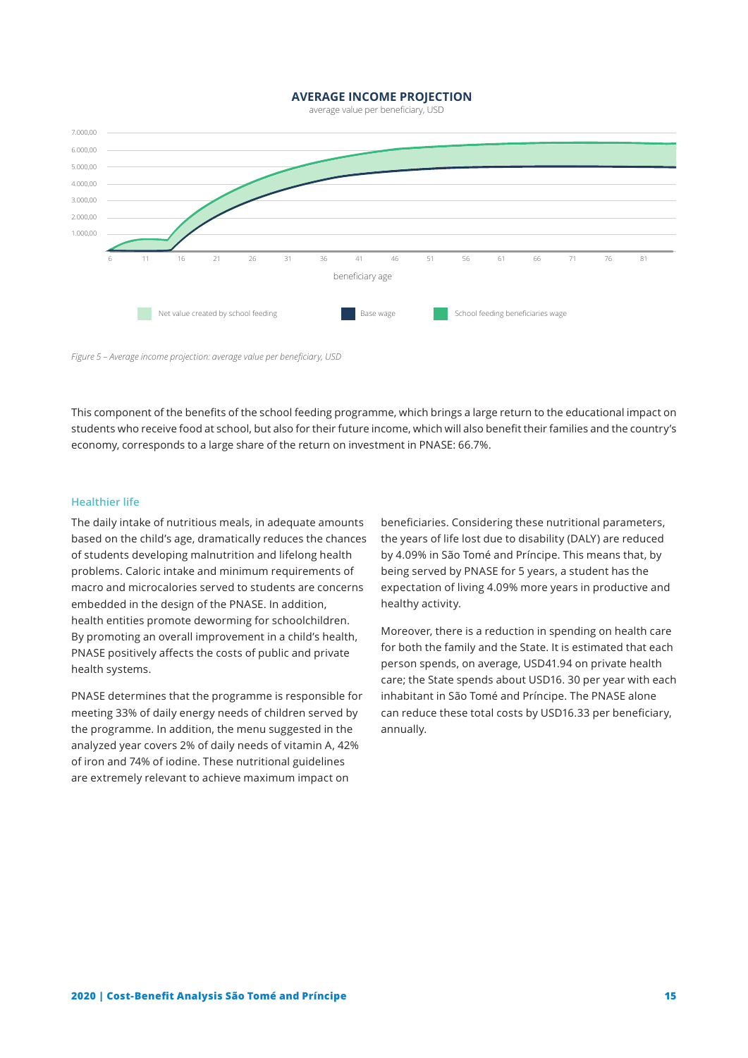**AVERAGE INCOME PROJECTION**

average value per beneficiary, USD

7.000,00
6.000,00
5.000,00
4.000,00
3.000,00
2.000,00
1.000,00

6 11 16 21 26 31 36 41 46 51 56 61 66 71 76 81

beneficiary age

Net value created by school feeding
Base wage
School feeding beneficiaries wage

*Figure 5 – Average income projection: average value per beneficiary, USD*

This component of the benefits of the school feeding programme, which brings a large return to the educational impact on students who receive food at school, but also for their future income, which will also benefit their families and the country's economy, corresponds to a large share of the return on investment in PNASE: 66.7%.

## Healthier life

The daily intake of nutritious meals, in adequate amounts based on the child's age, dramatically reduces the chances of students developing malnutrition and lifelong health problems. Caloric intake and minimum requirements of macro and microcalories served to students are concerns embedded in the design of the PNASE. In addition, health entities promote deworming for schoolchildren. By promoting an overall improvement in a child's health, PNASE positively affects the costs of public and private health systems.

PNASE determines that the programme is responsible for meeting 33% of daily energy needs of children served by the programme. In addition, the menu suggested in the analyzed year covers 2% of daily needs of vitamin A, 42% of iron and 74% of iodine. These nutritional guidelines are extremely relevant to achieve maximum impact on beneficiaries. Considering these nutritional parameters, the years of life lost due to disability (DALY) are reduced by 4.09% in São Tomé and Príncipe. This means that, by being served by PNASE for 5 years, a student has the expectation of living 4.09% more years in productive and healthy activity.

Moreover, there is a reduction in spending on health care for both the family and the State. It is estimated that each person spends, on average, USD41.94 on private health care; the State spends about USD16. 30 per year with each inhabitant in São Tomé and Príncipe. The PNASE alone can reduce these total costs by USD16.33 per beneficiary, annually.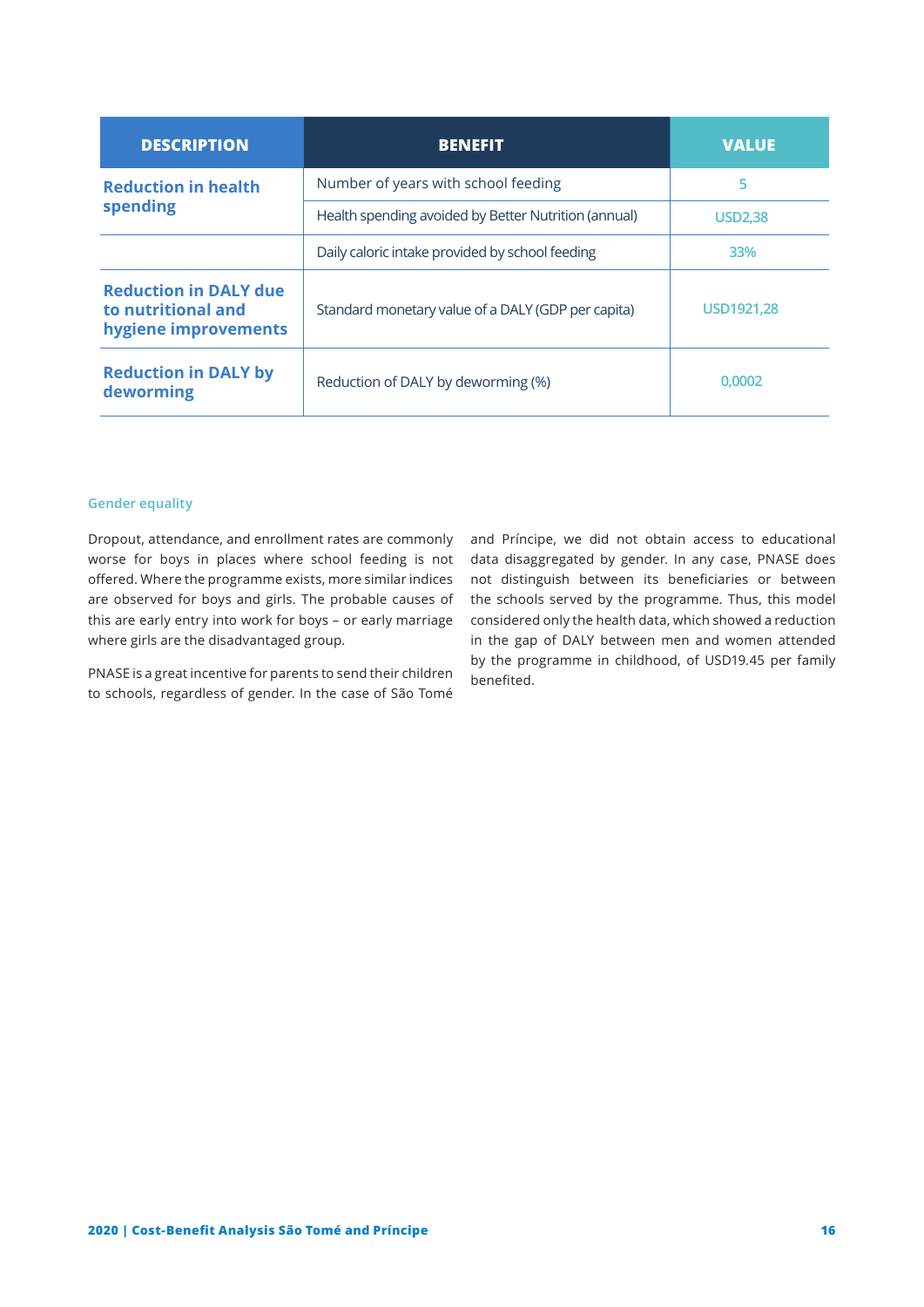| DESCRIPTION | BENEFIT | VALUE |
| --- | --- | --- |
| **Reduction in health spending** | Number of years with school feeding | 5 |
| | Health spending avoided by Better Nutrition (annual) | USD2,38 |
| | Daily caloric intake provided by school feeding | 33% |
| **Reduction in DALY due to nutritional and hygiene improvements** | Standard monetary value of a DALY (GDP per capita) | USD1921,28 |
| **Reduction in DALY by deworming** | Reduction of DALY by deworming (%) | 0,0002 |

### Gender equality

Dropout, attendance, and enrollment rates are commonly worse for boys in places where school feeding is not offered. Where the programme exists, more similar indices are observed for boys and girls. The probable causes of this are early entry into work for boys – or early marriage where girls are the disadvantaged group.

PNASE is a great incentive for parents to send their children to schools, regardless of gender. In the case of São Tomé and Príncipe, we did not obtain access to educational data disaggregated by gender. In any case, PNASE does not distinguish between its beneficiaries or between the schools served by the programme. Thus, this model considered only the health data, which showed a reduction in the gap of DALY between men and women attended by the programme in childhood, of USD19.45 per family benefited.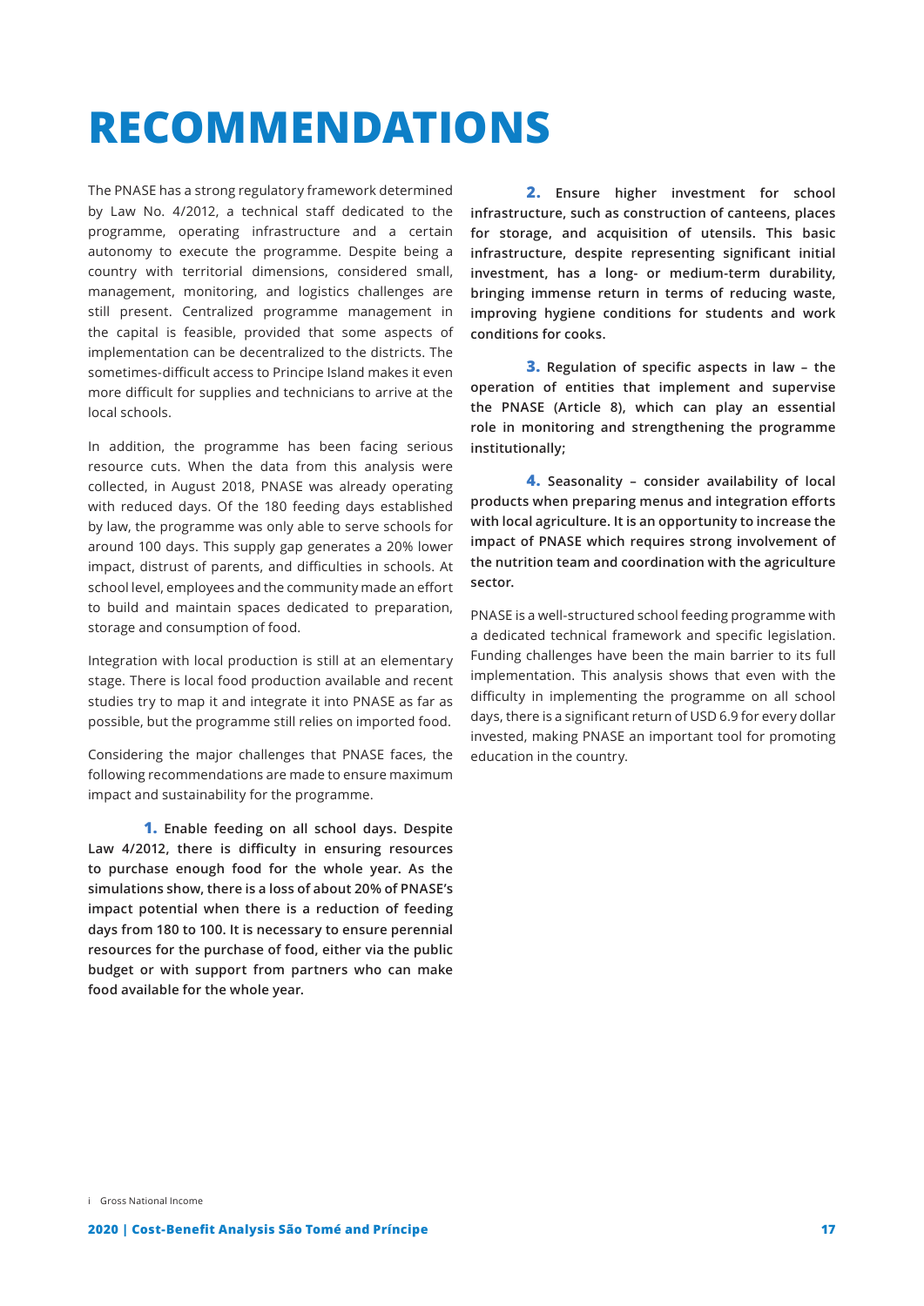# RECOMMENDATIONS

The PNASE has a strong regulatory framework determined by Law No. 4/2012, a technical staff dedicated to the programme, operating infrastructure and a certain autonomy to execute the programme. Despite being a country with territorial dimensions, considered small, management, monitoring, and logistics challenges are still present. Centralized programme management in the capital is feasible, provided that some aspects of implementation can be decentralized to the districts. The sometimes-difficult access to Principe Island makes it even more difficult for supplies and technicians to arrive at the local schools.

In addition, the programme has been facing serious resource cuts. When the data from this analysis were collected, in August 2018, PNASE was already operating with reduced days. Of the 180 feeding days established by law, the programme was only able to serve schools for around 100 days. This supply gap generates a 20% lower impact, distrust of parents, and difficulties in schools. At school level, employees and the community made an effort to build and maintain spaces dedicated to preparation, storage and consumption of food.

Integration with local production is still at an elementary stage. There is local food production available and recent studies try to map it and integrate it into PNASE as far as possible, but the programme still relies on imported food.

Considering the major challenges that PNASE faces, the following recommendations are made to ensure maximum impact and sustainability for the programme.

**1. Enable feeding on all school days. Despite Law 4/2012, there is difficulty in ensuring resources to purchase enough food for the whole year. As the simulations show, there is a loss of about 20% of PNASE's impact potential when there is a reduction of feeding days from 180 to 100. It is necessary to ensure perennial resources for the purchase of food, either via the public budget or with support from partners who can make food available for the whole year.**

**2. Ensure higher investment for school infrastructure, such as construction of canteens, places for storage, and acquisition of utensils. This basic infrastructure, despite representing significant initial investment, has a long- or medium-term durability, bringing immense return in terms of reducing waste, improving hygiene conditions for students and work conditions for cooks.**

**3. Regulation of specific aspects in law – the operation of entities that implement and supervise the PNASE (Article 8), which can play an essential role in monitoring and strengthening the programme institutionally;**

**4. Seasonality – consider availability of local products when preparing menus and integration efforts with local agriculture. It is an opportunity to increase the impact of PNASE which requires strong involvement of the nutrition team and coordination with the agriculture sector.**

PNASE is a well-structured school feeding programme with a dedicated technical framework and specific legislation. Funding challenges have been the main barrier to its full implementation. This analysis shows that even with the difficulty in implementing the programme on all school days, there is a significant return of USD 6.9 for every dollar invested, making PNASE an important tool for promoting education in the country.

i Gross National Income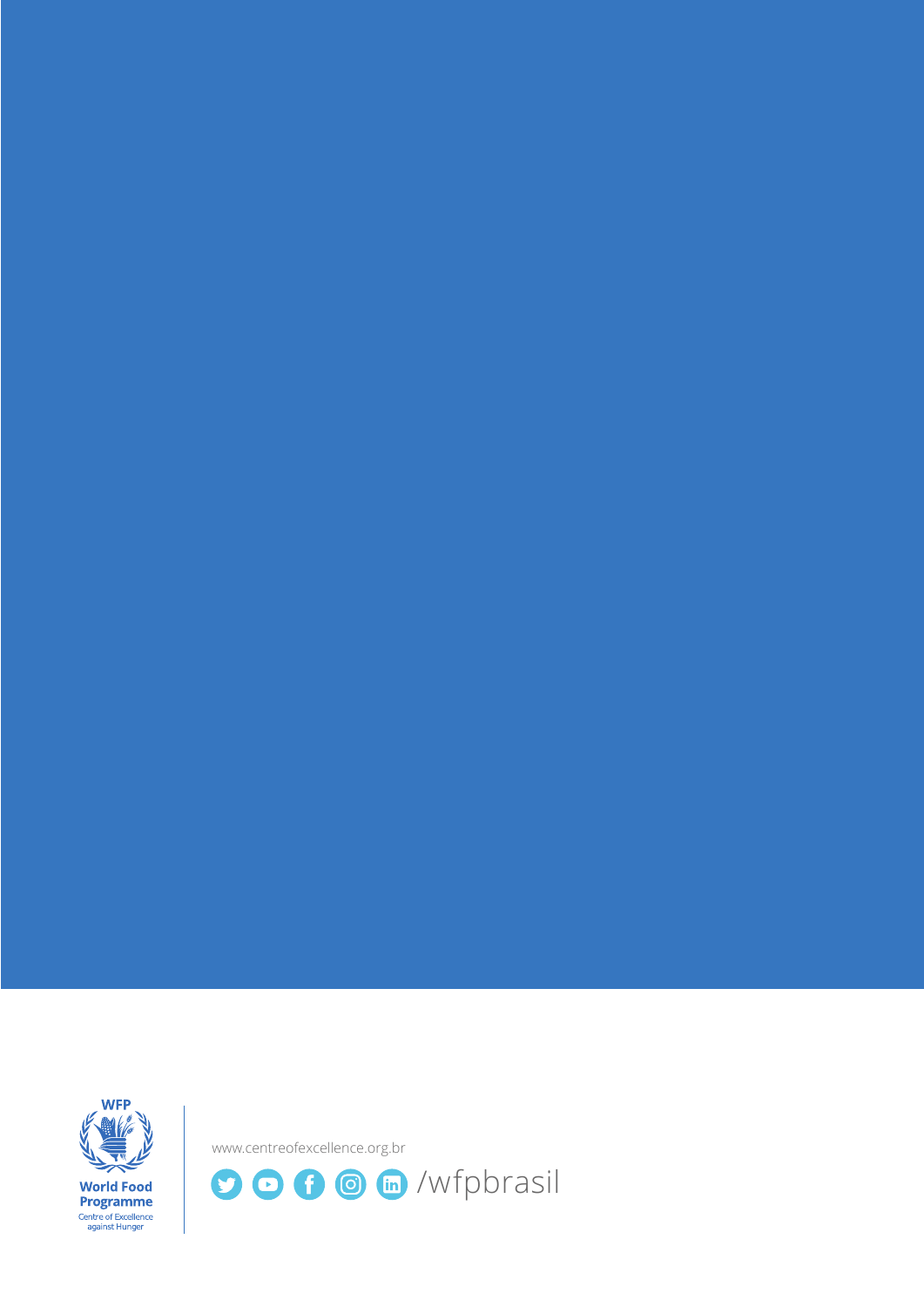WFP

World Food Programme

Centre of Excellence against Hunger

www.centreofexcellence.org.br

/wfpbrasil